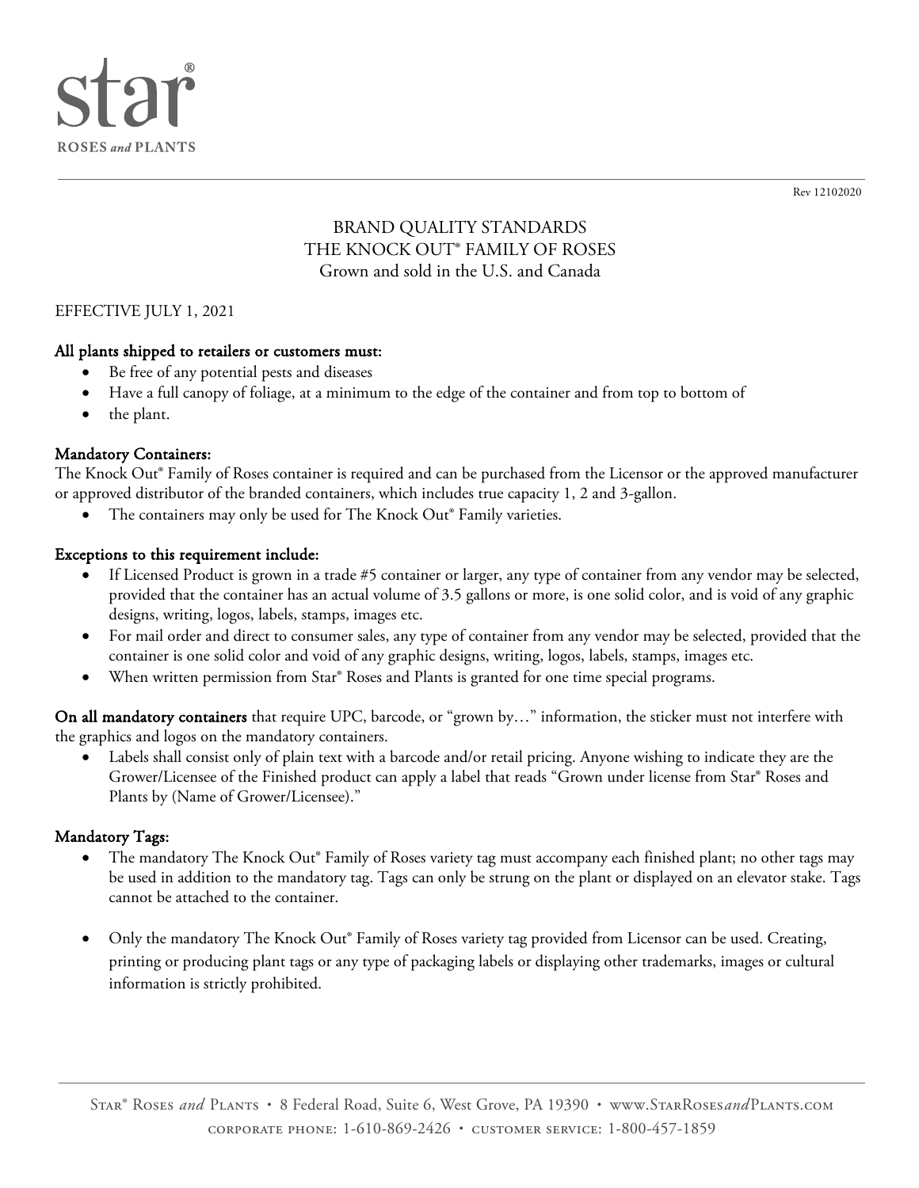Star®
ROSES *and* PLANTS

Rev 12102020

# BRAND QUALITY STANDARDS
# THE KNOCK OUT® FAMILY OF ROSES
## Grown and sold in the U.S. and Canada

EFFECTIVE JULY 1, 2021

**All plants shipped to retailers or customers must:**

- Be free of any potential pests and diseases
- Have a full canopy of foliage, at a minimum to the edge of the container and from top to bottom of
- the plant.

**Mandatory Containers:**

The Knock Out® Family of Roses container is required and can be purchased from the Licensor or the approved manufacturer or approved distributor of the branded containers, which includes true capacity 1, 2 and 3-gallon.

- The containers may only be used for The Knock Out® Family varieties.

**Exceptions to this requirement include:**

- If Licensed Product is grown in a trade #5 container or larger, any type of container from any vendor may be selected, provided that the container has an actual volume of 3.5 gallons or more, is one solid color, and is void of any graphic designs, writing, logos, labels, stamps, images etc.
- For mail order and direct to consumer sales, any type of container from any vendor may be selected, provided that the container is one solid color and void of any graphic designs, writing, logos, labels, stamps, images etc.
- When written permission from Star® Roses and Plants is granted for one time special programs.

**On all mandatory containers** that require UPC, barcode, or "grown by…" information, the sticker must not interfere with the graphics and logos on the mandatory containers.

- Labels shall consist only of plain text with a barcode and/or retail pricing. Anyone wishing to indicate they are the Grower/Licensee of the Finished product can apply a label that reads "Grown under license from Star® Roses and Plants by (Name of Grower/Licensee)."

**Mandatory Tags:**

- The mandatory The Knock Out® Family of Roses variety tag must accompany each finished plant; no other tags may be used in addition to the mandatory tag. Tags can only be strung on the plant or displayed on an elevator stake. Tags cannot be attached to the container.
- Only the mandatory The Knock Out® Family of Roses variety tag provided from Licensor can be used. Creating, printing or producing plant tags or any type of packaging labels or displaying other trademarks, images or cultural information is strictly prohibited.

Star® Roses *and* Plants • 8 Federal Road, Suite 6, West Grove, PA 19390 • www.StarRoses*and*Plants.com
corporate phone: 1-610-869-2426 • customer service: 1-800-457-1859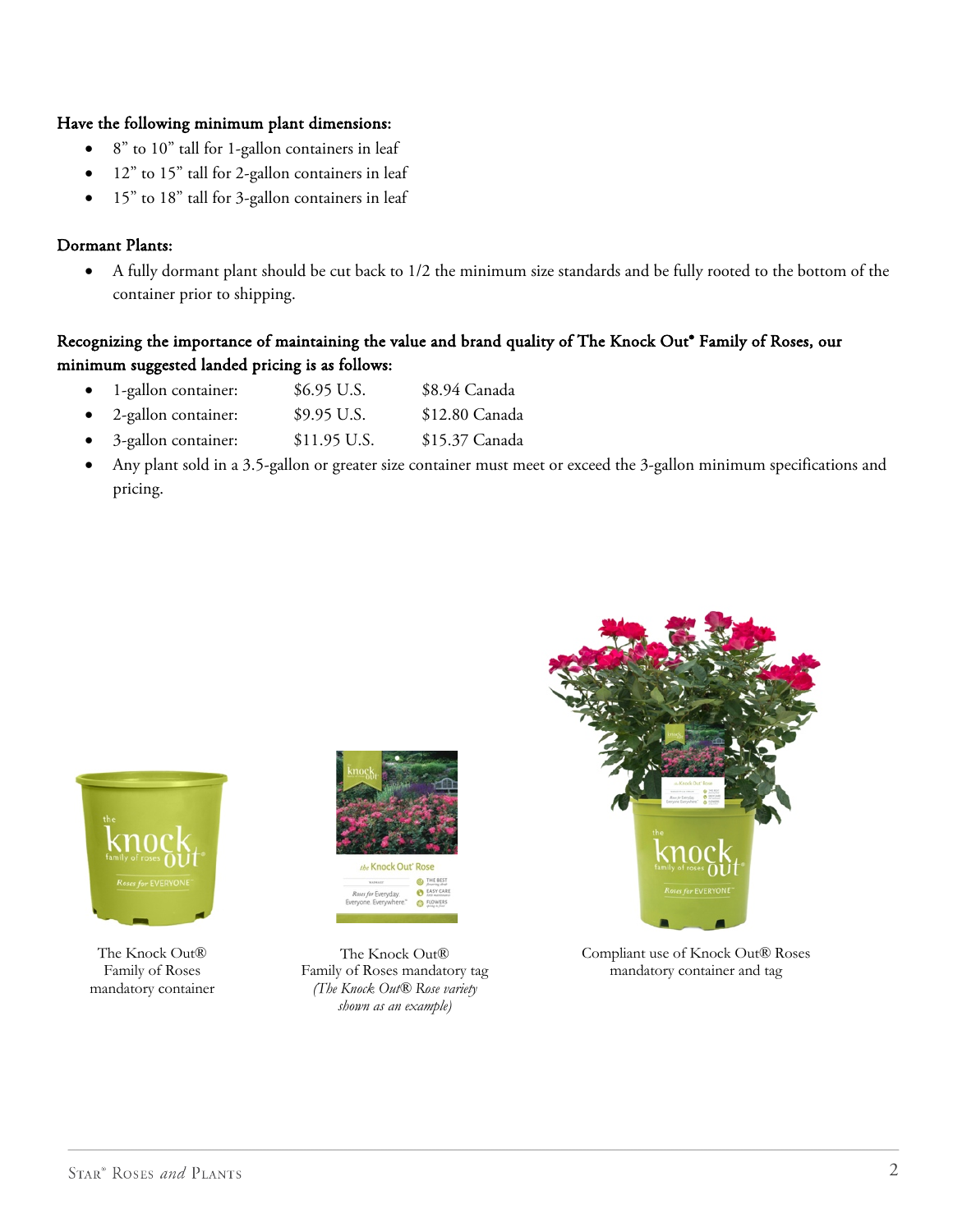**Have the following minimum plant dimensions:**

- 8” to 10” tall for 1-gallon containers in leaf
- 12” to 15” tall for 2-gallon containers in leaf
- 15” to 18” tall for 3-gallon containers in leaf

**Dormant Plants:**

- A fully dormant plant should be cut back to 1/2 the minimum size standards and be fully rooted to the bottom of the container prior to shipping.

**Recognizing the importance of maintaining the value and brand quality of The Knock Out® Family of Roses, our minimum suggested landed pricing is as follows:**

- 1-gallon container: $6.95 U.S. $8.94 Canada
- 2-gallon container: $9.95 U.S. $12.80 Canada
- 3-gallon container: $11.95 U.S. $15.37 Canada
- Any plant sold in a 3.5-gallon or greater size container must meet or exceed the 3-gallon minimum specifications and pricing.

The Knock Out® Family of Roses mandatory container

The Knock Out® Family of Roses mandatory tag *(The Knock Out® Rose variety shown as an example)*

Compliant use of Knock Out® Roses mandatory container and tag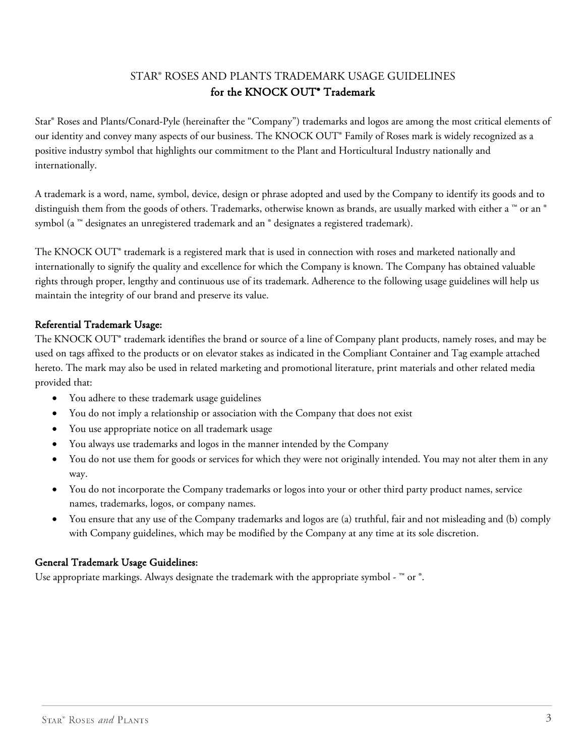# STAR® ROSES AND PLANTS TRADEMARK USAGE GUIDELINES
## for the KNOCK OUT® Trademark

Star® Roses and Plants/Conard-Pyle (hereinafter the "Company") trademarks and logos are among the most critical elements of our identity and convey many aspects of our business. The KNOCK OUT® Family of Roses mark is widely recognized as a positive industry symbol that highlights our commitment to the Plant and Horticultural Industry nationally and internationally.

A trademark is a word, name, symbol, device, design or phrase adopted and used by the Company to identify its goods and to distinguish them from the goods of others. Trademarks, otherwise known as brands, are usually marked with either a ™ or an ® symbol (a ™ designates an unregistered trademark and an ® designates a registered trademark).

The KNOCK OUT® trademark is a registered mark that is used in connection with roses and marketed nationally and internationally to signify the quality and excellence for which the Company is known. The Company has obtained valuable rights through proper, lengthy and continuous use of its trademark. Adherence to the following usage guidelines will help us maintain the integrity of our brand and preserve its value.

**Referential Trademark Usage:**

The KNOCK OUT® trademark identifies the brand or source of a line of Company plant products, namely roses, and may be used on tags affixed to the products or on elevator stakes as indicated in the Compliant Container and Tag example attached hereto. The mark may also be used in related marketing and promotional literature, print materials and other related media provided that:

- You adhere to these trademark usage guidelines
- You do not imply a relationship or association with the Company that does not exist
- You use appropriate notice on all trademark usage
- You always use trademarks and logos in the manner intended by the Company
- You do not use them for goods or services for which they were not originally intended. You may not alter them in any way.
- You do not incorporate the Company trademarks or logos into your or other third party product names, service names, trademarks, logos, or company names.
- You ensure that any use of the Company trademarks and logos are (a) truthful, fair and not misleading and (b) comply with Company guidelines, which may be modified by the Company at any time at its sole discretion.

**General Trademark Usage Guidelines:**

Use appropriate markings. Always designate the trademark with the appropriate symbol - ™ or ®.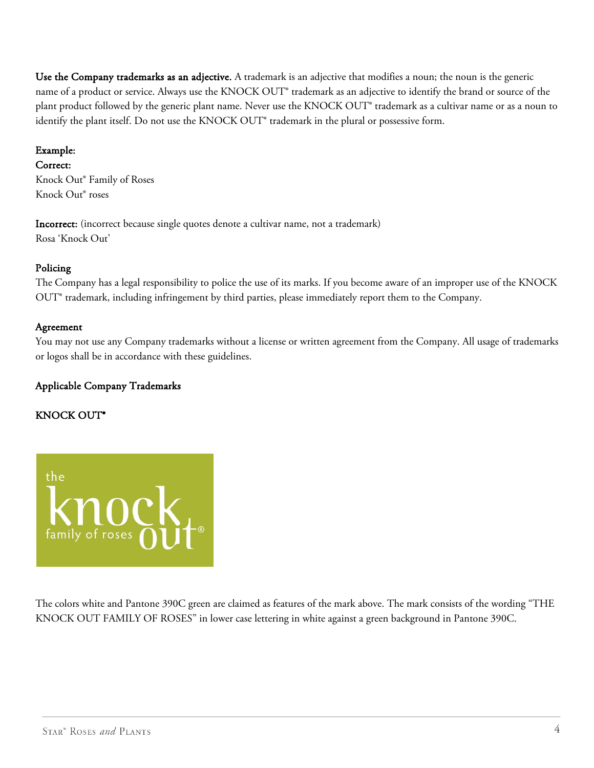**Use the Company trademarks as an adjective.** A trademark is an adjective that modifies a noun; the noun is the generic name of a product or service. Always use the KNOCK OUT® trademark as an adjective to identify the brand or source of the plant product followed by the generic plant name. Never use the KNOCK OUT® trademark as a cultivar name or as a noun to identify the plant itself. Do not use the KNOCK OUT® trademark in the plural or possessive form.

**Example:**

**Correct:**

Knock Out® Family of Roses

Knock Out® roses

**Incorrect:** (incorrect because single quotes denote a cultivar name, not a trademark)

Rosa 'Knock Out'

### Policing

The Company has a legal responsibility to police the use of its marks. If you become aware of an improper use of the KNOCK OUT® trademark, including infringement by third parties, please immediately report them to the Company.

### Agreement

You may not use any Company trademarks without a license or written agreement from the Company. All usage of trademarks or logos shall be in accordance with these guidelines.

### Applicable Company Trademarks

### KNOCK OUT®

the knock out® family of roses

The colors white and Pantone 390C green are claimed as features of the mark above. The mark consists of the wording "THE KNOCK OUT FAMILY OF ROSES" in lower case lettering in white against a green background in Pantone 390C.